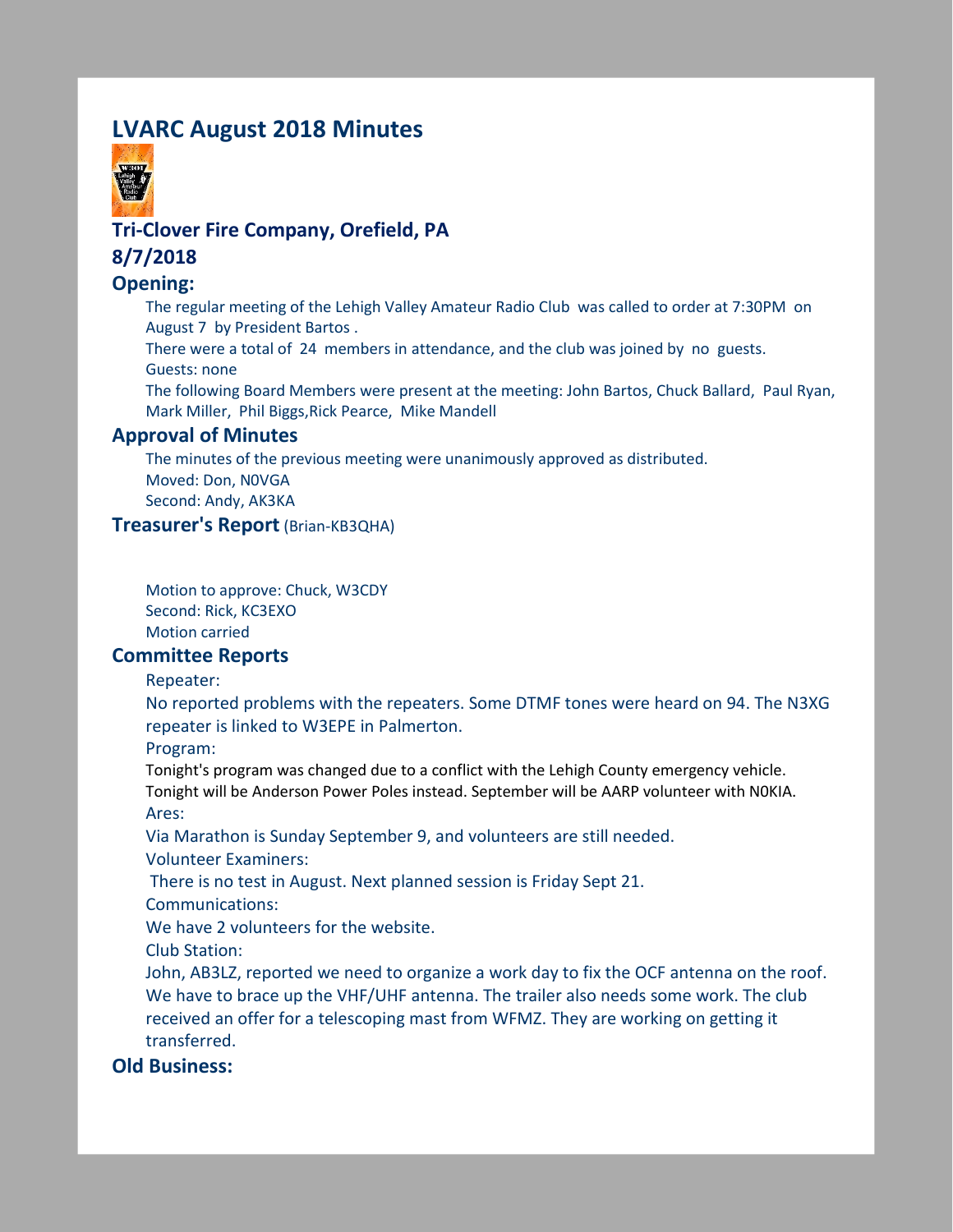# LVARC August 2018 Minutes

## Tri-Clover Fire Company, Orefield, PA

## 8/7/2018

## Opening:

The regular meeting of the Lehigh Valley Amateur Radio Club was called to order at 7:30PM on August 7 by President Bartos .

There were a total of 24 members in attendance, and the club was joined by no guests.

Guests: none

The following Board Members were present at the meeting: John Bartos, Chuck Ballard, Paul Ryan, Mark Miller, Phil Biggs,Rick Pearce, Mike Mandell

## Approval of Minutes

The minutes of the previous meeting were unanimously approved as distributed.

Moved: Don, N0VGA

Second: Andy, AK3KA

## Treasurer's Report (Brian-KB3QHA)

Motion to approve: Chuck, W3CDY

Second: Rick, KC3EXO

Motion carried

## Committee Reports

Repeater:

No reported problems with the repeaters. Some DTMF tones were heard on 94. The N3XG repeater is linked to W3EPE in Palmerton.

Program:

Tonight's program was changed due to a conflict with the Lehigh County emergency vehicle. Tonight will be Anderson Power Poles instead. September will be AARP volunteer with N0KIA.

Ares:

Via Marathon is Sunday September 9, and volunteers are still needed.

Volunteer Examiners:

There is no test in August. Next planned session is Friday Sept 21.

Communications:

We have 2 volunteers for the website.

Club Station:

John, AB3LZ, reported we need to organize a work day to fix the OCF antenna on the roof. We have to brace up the VHF/UHF antenna. The trailer also needs some work. The club received an offer for a telescoping mast from WFMZ. They are working on getting it transferred.

## Old Business: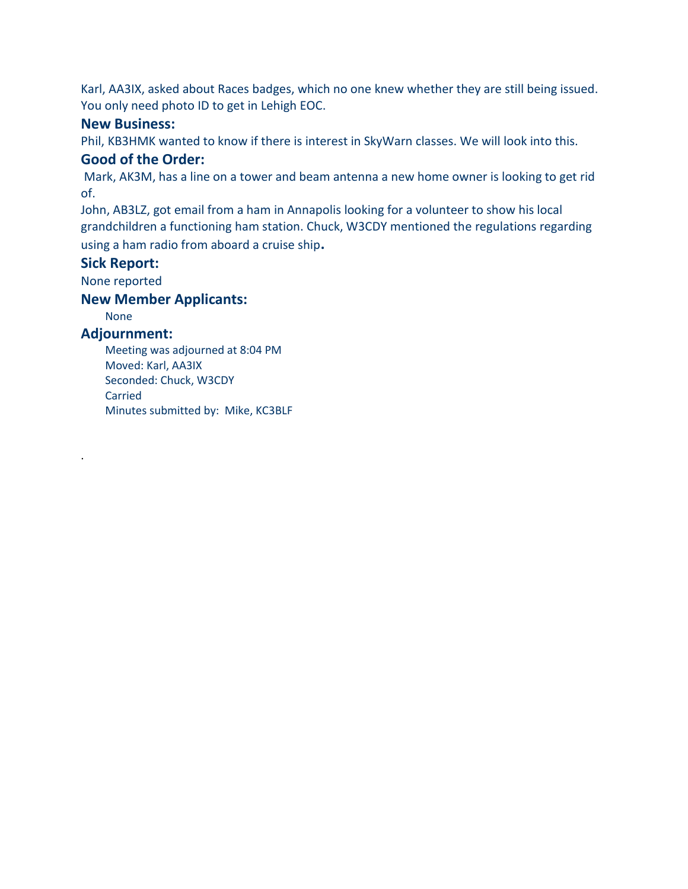Karl, AA3IX, asked about Races badges, which no one knew whether they are still being issued. You only need photo ID to get in Lehigh EOC.

## New Business:

Phil, KB3HMK wanted to know if there is interest in SkyWarn classes. We will look into this.

## Good of the Order:

Mark, AK3M, has a line on a tower and beam antenna a new home owner is looking to get rid of.

John, AB3LZ, got email from a ham in Annapolis looking for a volunteer to show his local grandchildren a functioning ham station. Chuck, W3CDY mentioned the regulations regarding using a ham radio from aboard a cruise ship**.**

## Sick Report:

None reported

## New Member Applicants:

None

## Adjournment:

Meeting was adjourned at 8:04 PM
Moved: Karl, AA3IX
Seconded: Chuck, W3CDY
Carried
Minutes submitted by: Mike, KC3BLF

.